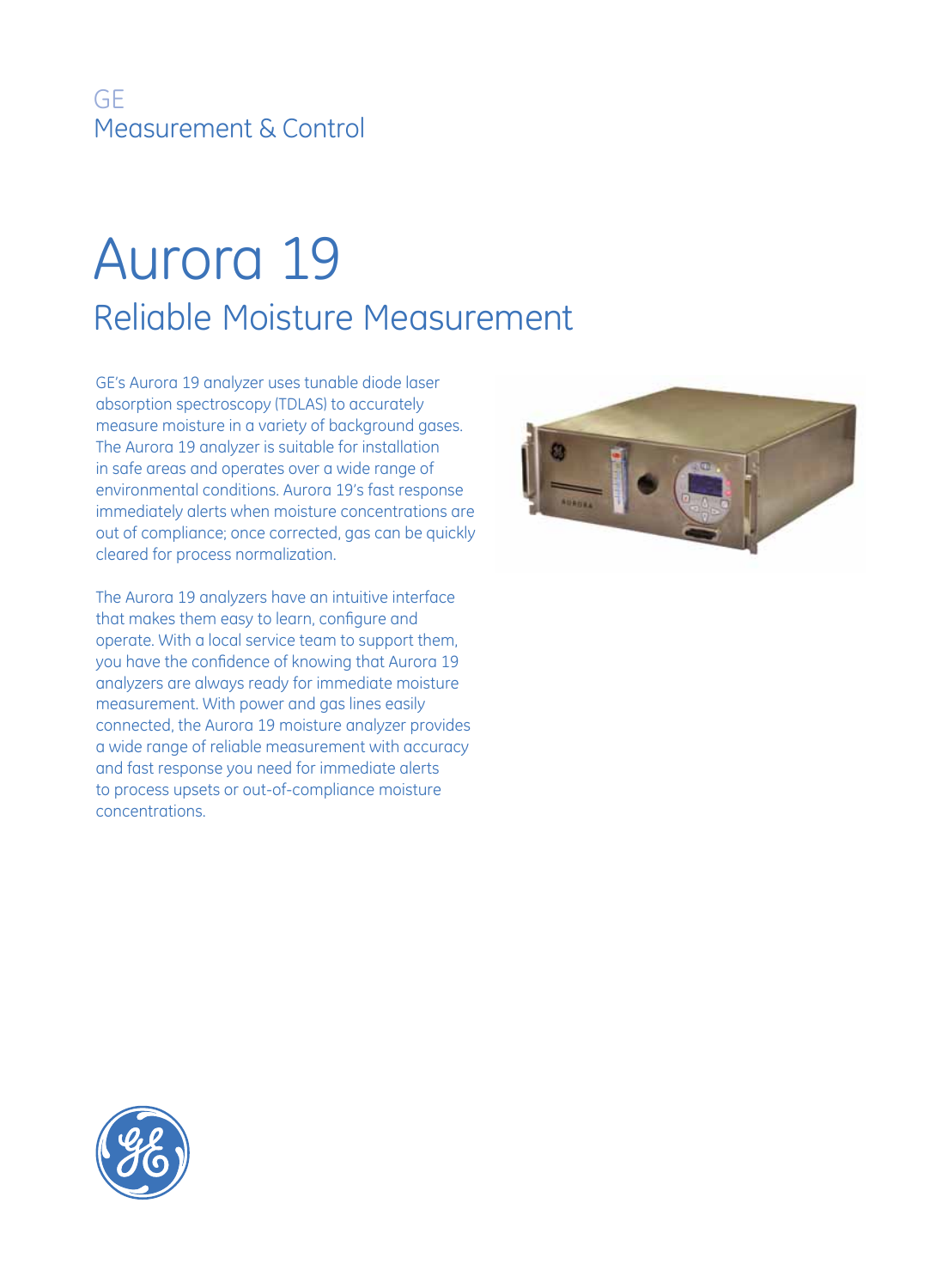GE
Measurement & Control

# Aurora 19

## Reliable Moisture Measurement

GE's Aurora 19 analyzer uses tunable diode laser absorption spectroscopy (TDLAS) to accurately measure moisture in a variety of background gases. The Aurora 19 analyzer is suitable for installation in safe areas and operates over a wide range of environmental conditions. Aurora 19's fast response immediately alerts when moisture concentrations are out of compliance; once corrected, gas can be quickly cleared for process normalization.

The Aurora 19 analyzers have an intuitive interface that makes them easy to learn, configure and operate. With a local service team to support them, you have the confidence of knowing that Aurora 19 analyzers are always ready for immediate moisture measurement. With power and gas lines easily connected, the Aurora 19 moisture analyzer provides a wide range of reliable measurement with accuracy and fast response you need for immediate alerts to process upsets or out-of-compliance moisture concentrations.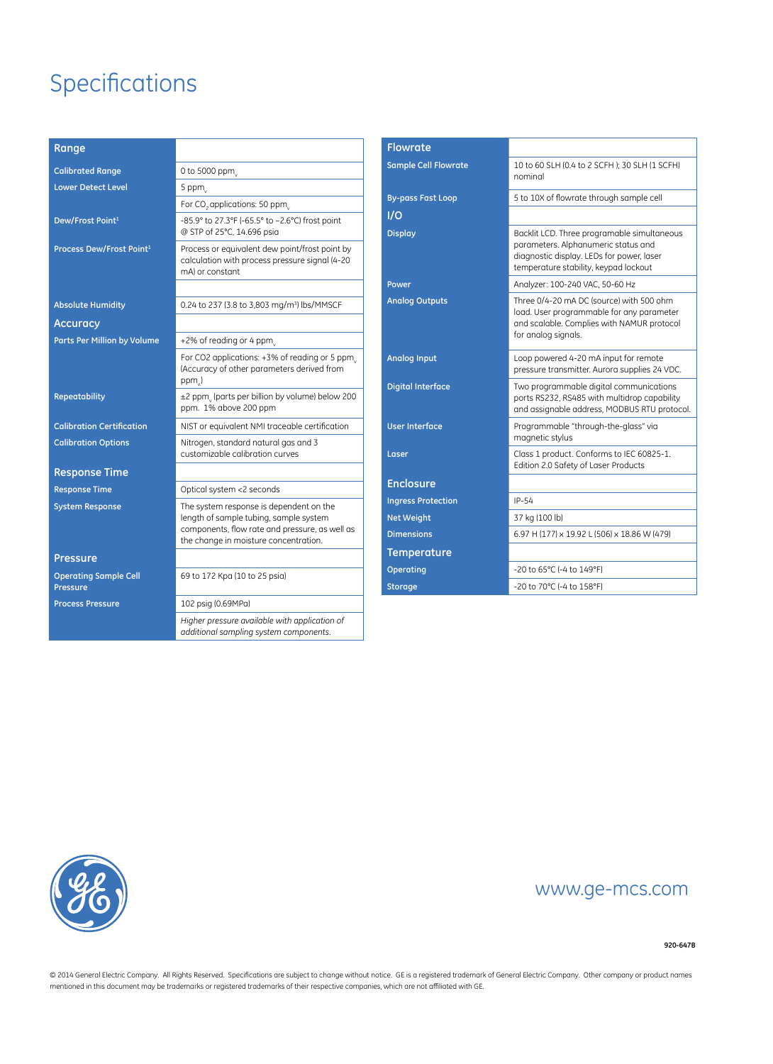# Specifications

| Range | |
|---|---|
| Calibrated Range | 0 to 5000 $ppm_v$ |
| Lower Detect Level | 5 $ppm_v$ |
| | For $CO_2$ applications: 50 $ppm_v$ |
| Dew/Frost Point[1] | -85.9° to 27.3°F (-65.5° to –2.6°C) frost point @ STP of 25°C, 14.696 psia |
| Process Dew/Frost Point[1] | Process or equivalent dew point/frost point by calculation with process pressure signal (4-20 mA) or constant |
| | |
| Absolute Humidity | 0.24 to 237 (3.8 to 3,803 mg/m³) lbs/MMSCF |
| **Accuracy** | |
| Parts Per Million by Volume | +2% of reading or 4 $ppm_v$ |
| | For CO2 applications: +3% of reading or 5 $ppm_v$ (Accuracy of other parameters derived from $ppm_v$) |
| Repeatability | ±2 $ppm_v$ (parts per billion by volume) below 200 ppm. 1% above 200 ppm |
| Calibration Certification | NIST or equivalent NMI traceable certification |
| Calibration Options | Nitrogen, standard natural gas and 3 customizable calibration curves |
| **Response Time** | |
| Response Time | Optical system <2 seconds |
| System Response | The system response is dependent on the length of sample tubing, sample system components, flow rate and pressure, as well as the change in moisture concentration. |
| **Pressure** | |
| Operating Sample Cell Pressure | 69 to 172 Kpa (10 to 25 psia) |
| Process Pressure | 102 psig (0.69MPa) |
| | *Higher pressure available with application of additional sampling system components.* |

| Flowrate | |
|---|---|
| Sample Cell Flowrate | 10 to 60 SLH (0.4 to 2 SCFH ); 30 SLH (1 SCFH) nominal |
| By-pass Fast Loop | 5 to 10X of flowrate through sample cell |
| **I/O** | |
| Display | Backlit LCD. Three programable simultaneous parameters. Alphanumeric status and diagnostic display. LEDs for power, laser temperature stability, keypad lockout |
| Power | Analyzer: 100-240 VAC, 50-60 Hz |
| Analog Outputs | Three 0/4-20 mA DC (source) with 500 ohm load. User programmable for any parameter and scalable. Complies with NAMUR protocol for analog signals. |
| Analog Input | Loop powered 4-20 mA input for remote pressure transmitter. Aurora supplies 24 VDC. |
| Digital Interface | Two programmable digital communications ports RS232, RS485 with multidrop capability and assignable address, MODBUS RTU protocol. |
| User Interface | Programmable "through-the-glass" via magnetic stylus |
| Laser | Class 1 product. Conforms to IEC 60825-1. Edition 2.0 Safety of Laser Products |
| **Enclosure** | |
| Ingress Protection | IP-54 |
| Net Weight | 37 kg (100 lb) |
| Dimensions | 6.97 H (177) x 19.92 L (506) x 18.86 W (479) |
| **Temperature** | |
| Operating | -20 to 65°C (-4 to 149°F) |
| Storage | -20 to 70°C (-4 to 158°F) |

www.ge-mcs.com

920-647B

© 2014 General Electric Company. All Rights Reserved. Specifications are subject to change without notice. GE is a registered trademark of General Electric Company. Other company or product names mentioned in this document may be trademarks or registered trademarks of their respective companies, which are not affiliated with GE.